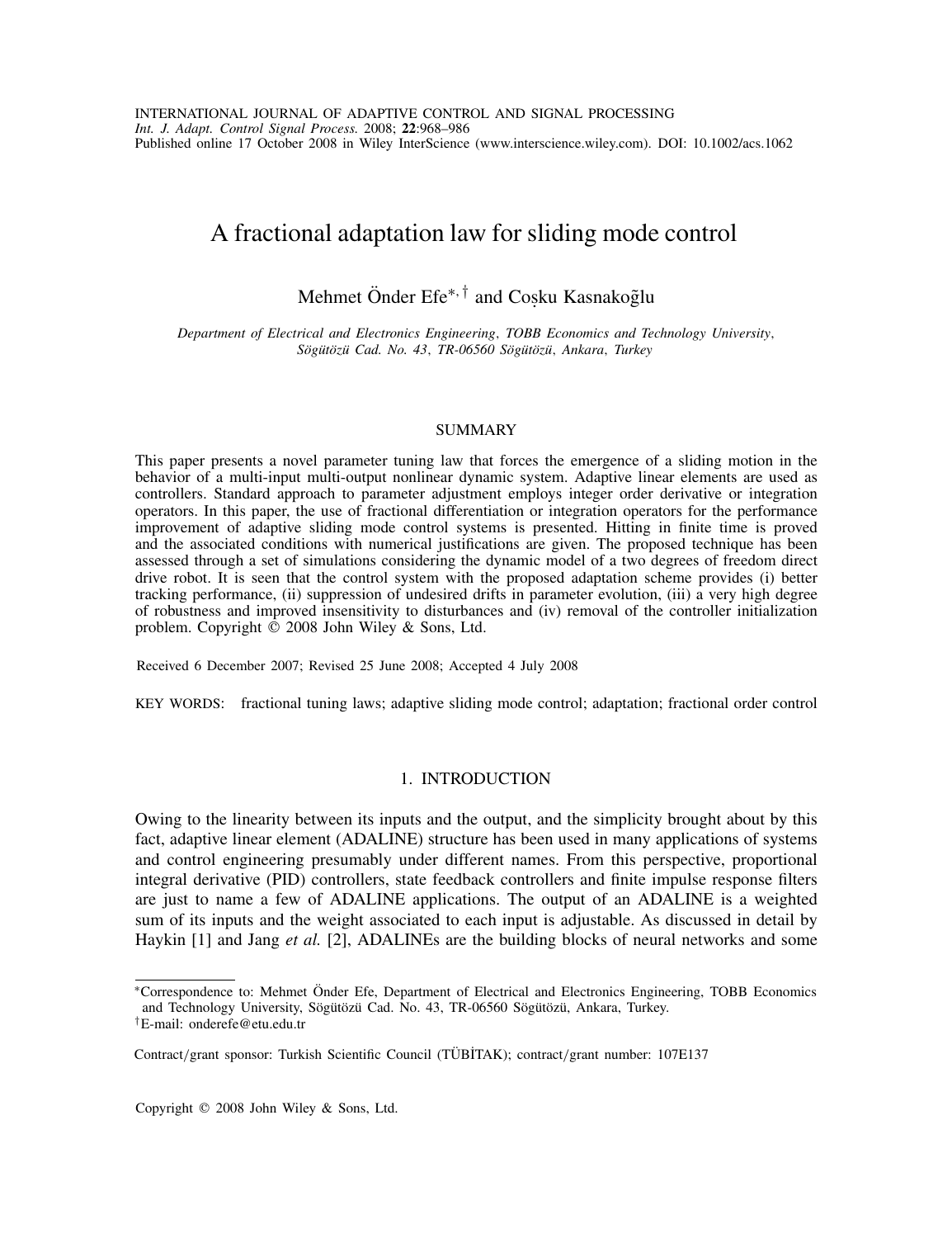# A fractional adaptation law for sliding mode control

Mehmet Önder Efe*,† and Coşku Kasnakoğlu

*Department of Electrical and Electronics Engineering, TOBB Economics and Technology University, Sögütözü Cad. No. 43, TR-06560 Sögütözü, Ankara, Turkey*

## SUMMARY

This paper presents a novel parameter tuning law that forces the emergence of a sliding motion in the behavior of a multi-input multi-output nonlinear dynamic system. Adaptive linear elements are used as controllers. Standard approach to parameter adjustment employs integer order derivative or integration operators. In this paper, the use of fractional differentiation or integration operators for the performance improvement of adaptive sliding mode control systems is presented. Hitting in finite time is proved and the associated conditions with numerical justifications are given. The proposed technique has been assessed through a set of simulations considering the dynamic model of a two degrees of freedom direct drive robot. It is seen that the control system with the proposed adaptation scheme provides (i) better tracking performance, (ii) suppression of undesired drifts in parameter evolution, (iii) a very high degree of robustness and improved insensitivity to disturbances and (iv) removal of the controller initialization problem. Copyright © 2008 John Wiley & Sons, Ltd.

Received 6 December 2007; Revised 25 June 2008; Accepted 4 July 2008

KEY WORDS: fractional tuning laws; adaptive sliding mode control; adaptation; fractional order control

## 1. INTRODUCTION

Owing to the linearity between its inputs and the output, and the simplicity brought about by this fact, adaptive linear element (ADALINE) structure has been used in many applications of systems and control engineering presumably under different names. From this perspective, proportional integral derivative (PID) controllers, state feedback controllers and finite impulse response filters are just to name a few of ADALINE applications. The output of an ADALINE is a weighted sum of its inputs and the weight associated to each input is adjustable. As discussed in detail by Haykin [1] and Jang *et al.* [2], ADALINEs are the building blocks of neural networks and some

*Correspondence to: Mehmet Önder Efe, Department of Electrical and Electronics Engineering, TOBB Economics and Technology University, Sögütözü Cad. No. 43, TR-06560 Sögütözü, Ankara, Turkey.
†E-mail: onderefe@etu.edu.tr

Contract/grant sponsor: Turkish Scientific Council (TÜBİTAK); contract/grant number: 107E137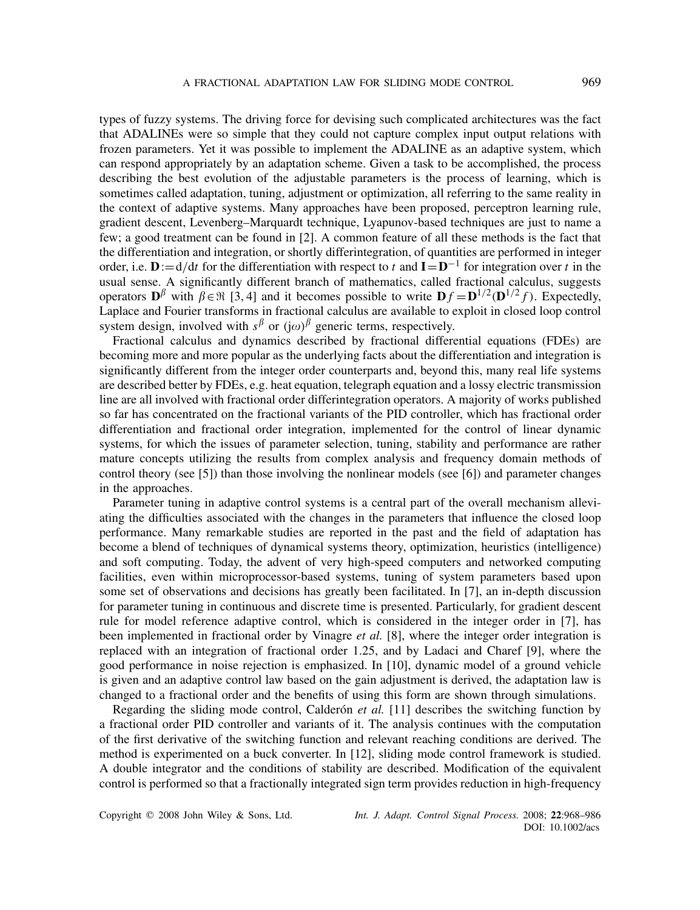types of fuzzy systems. The driving force for devising such complicated architectures was the fact that ADALINEs were so simple that they could not capture complex input output relations with frozen parameters. Yet it was possible to implement the ADALINE as an adaptive system, which can respond appropriately by an adaptation scheme. Given a task to be accomplished, the process describing the best evolution of the adjustable parameters is the process of learning, which is sometimes called adaptation, tuning, adjustment or optimization, all referring to the same reality in the context of adaptive systems. Many approaches have been proposed, perceptron learning rule, gradient descent, Levenberg–Marquardt technique, Lyapunov-based techniques are just to name a few; a good treatment can be found in [2]. A common feature of all these methods is the fact that the differentiation and integration, or shortly differintegration, of quantities are performed in integer order, i.e. $\mathbf{D} := \mathrm{d}/\mathrm{d}t$ for the differentiation with respect to $t$ and $\mathbf{I} = \mathbf{D}^{-1}$ for integration over $t$ in the usual sense. A significantly different branch of mathematics, called fractional calculus, suggests operators $\mathbf{D}^{\beta}$ with $\beta \in \Re$ [3, 4] and it becomes possible to write $\mathbf{D}f = \mathbf{D}^{1/2}(\mathbf{D}^{1/2}f)$. Expectedly, Laplace and Fourier transforms in fractional calculus are available to exploit in closed loop control system design, involved with $s^{\beta}$ or $(\mathrm{j}\omega)^{\beta}$ generic terms, respectively.

Fractional calculus and dynamics described by fractional differential equations (FDEs) are becoming more and more popular as the underlying facts about the differentiation and integration is significantly different from the integer order counterparts and, beyond this, many real life systems are described better by FDEs, e.g. heat equation, telegraph equation and a lossy electric transmission line are all involved with fractional order differintegration operators. A majority of works published so far has concentrated on the fractional variants of the PID controller, which has fractional order differentiation and fractional order integration, implemented for the control of linear dynamic systems, for which the issues of parameter selection, tuning, stability and performance are rather mature concepts utilizing the results from complex analysis and frequency domain methods of control theory (see [5]) than those involving the nonlinear models (see [6]) and parameter changes in the approaches.

Parameter tuning in adaptive control systems is a central part of the overall mechanism alleviating the difficulties associated with the changes in the parameters that influence the closed loop performance. Many remarkable studies are reported in the past and the field of adaptation has become a blend of techniques of dynamical systems theory, optimization, heuristics (intelligence) and soft computing. Today, the advent of very high-speed computers and networked computing facilities, even within microprocessor-based systems, tuning of system parameters based upon some set of observations and decisions has greatly been facilitated. In [7], an in-depth discussion for parameter tuning in continuous and discrete time is presented. Particularly, for gradient descent rule for model reference adaptive control, which is considered in the integer order in [7], has been implemented in fractional order by Vinagre *et al.* [8], where the integer order integration is replaced with an integration of fractional order 1.25, and by Ladaci and Charef [9], where the good performance in noise rejection is emphasized. In [10], dynamic model of a ground vehicle is given and an adaptive control law based on the gain adjustment is derived, the adaptation law is changed to a fractional order and the benefits of using this form are shown through simulations.

Regarding the sliding mode control, Calderón *et al.* [11] describes the switching function by a fractional order PID controller and variants of it. The analysis continues with the computation of the first derivative of the switching function and relevant reaching conditions are derived. The method is experimented on a buck converter. In [12], sliding mode control framework is studied. A double integrator and the conditions of stability are described. Modification of the equivalent control is performed so that a fractionally integrated sign term provides reduction in high-frequency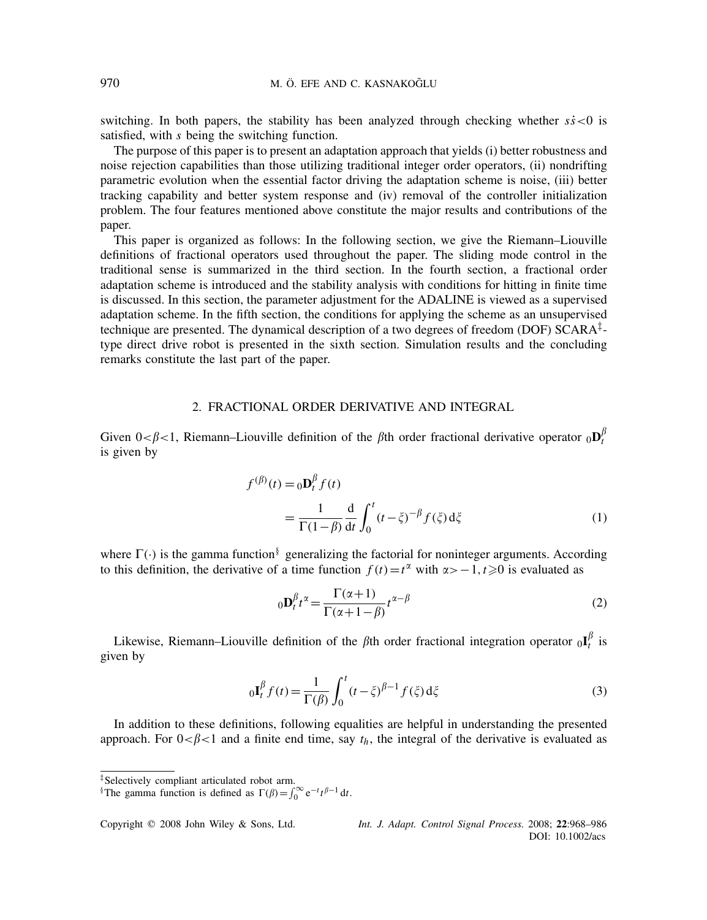switching. In both papers, the stability has been analyzed through checking whether $s\dot{s}<0$ is satisfied, with $s$ being the switching function.

The purpose of this paper is to present an adaptation approach that yields (i) better robustness and noise rejection capabilities than those utilizing traditional integer order operators, (ii) nondrifting parametric evolution when the essential factor driving the adaptation scheme is noise, (iii) better tracking capability and better system response and (iv) removal of the controller initialization problem. The four features mentioned above constitute the major results and contributions of the paper.

This paper is organized as follows: In the following section, we give the Riemann–Liouville definitions of fractional operators used throughout the paper. The sliding mode control in the traditional sense is summarized in the third section. In the fourth section, a fractional order adaptation scheme is introduced and the stability analysis with conditions for hitting in finite time is discussed. In this section, the parameter adjustment for the ADALINE is viewed as a supervised adaptation scheme. In the fifth section, the conditions for applying the scheme as an unsupervised technique are presented. The dynamical description of a two degrees of freedom (DOF) SCARA[‡]-type direct drive robot is presented in the sixth section. Simulation results and the concluding remarks constitute the last part of the paper.

## 2. FRACTIONAL ORDER DERIVATIVE AND INTEGRAL

Given $0<\beta<1$, Riemann–Liouville definition of the $\beta$th order fractional derivative operator ${}_0\mathbf{D}_t^{\beta}$ is given by

$$
\begin{aligned}
f^{(\beta)}(t) &= {}_0\mathbf{D}_t^{\beta} f(t) \\
&= \frac{1}{\Gamma(1-\beta)} \frac{\mathrm{d}}{\mathrm{d}t} \int_0^t (t-\xi)^{-\beta} f(\xi)\,\mathrm{d}\xi
\end{aligned}
\tag{1}
$$

where $\Gamma(\cdot)$ is the gamma function[§] generalizing the factorial for noninteger arguments. According to this definition, the derivative of a time function $f(t)=t^{\alpha}$ with $\alpha>-1, t\geqslant 0$ is evaluated as

$$
{}_0\mathbf{D}_t^{\beta} t^{\alpha} = \frac{\Gamma(\alpha+1)}{\Gamma(\alpha+1-\beta)} t^{\alpha-\beta}
\tag{2}
$$

Likewise, Riemann–Liouville definition of the $\beta$th order fractional integration operator ${}_0\mathbf{I}_t^{\beta}$ is given by

$$
{}_0\mathbf{I}_t^{\beta} f(t) = \frac{1}{\Gamma(\beta)} \int_0^t (t-\xi)^{\beta-1} f(\xi)\,\mathrm{d}\xi
\tag{3}
$$

In addition to these definitions, following equalities are helpful in understanding the presented approach. For $0<\beta<1$ and a finite end time, say $t_h$, the integral of the derivative is evaluated as

[‡] Selectively compliant articulated robot arm.

[§] The gamma function is defined as $\Gamma(\beta)=\int_0^{\infty} \mathrm{e}^{-t} t^{\beta-1}\,\mathrm{d}t$.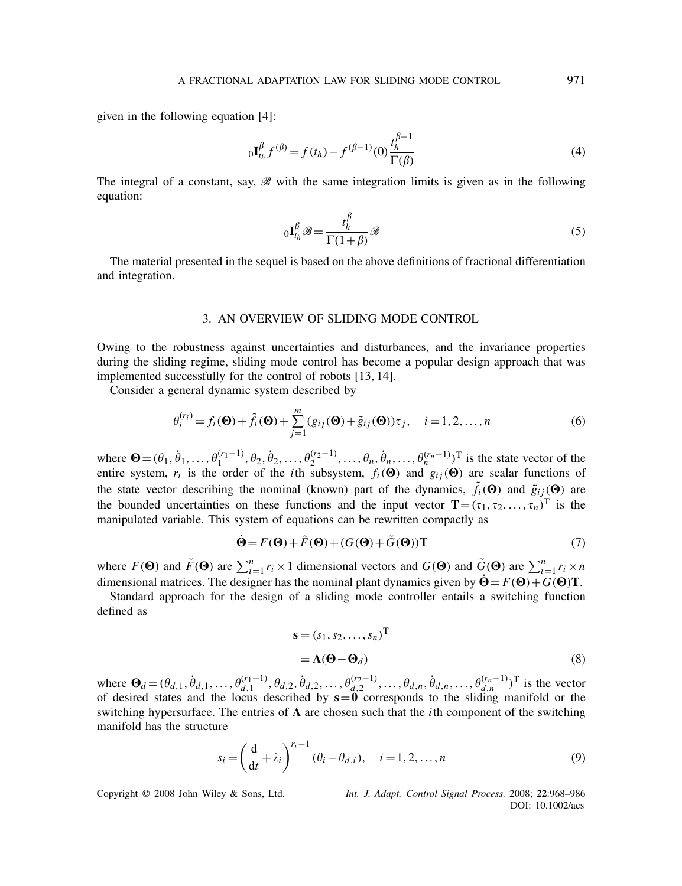given in the following equation [4]:

$$
{}_0\mathbf{I}_{t_h}^{\beta} f^{(\beta)} = f(t_h) - f^{(\beta-1)}(0)\frac{t_h^{\beta-1}}{\Gamma(\beta)} \tag{4}
$$

The integral of a constant, say, $\mathscr{B}$ with the same integration limits is given as in the following equation:

$$
{}_0\mathbf{I}_{t_h}^{\beta} \mathscr{B} = \frac{t_h^{\beta}}{\Gamma(1+\beta)}\mathscr{B} \tag{5}
$$

The material presented in the sequel is based on the above definitions of fractional differentiation and integration.

## 3. AN OVERVIEW OF SLIDING MODE CONTROL

Owing to the robustness against uncertainties and disturbances, and the invariance properties during the sliding regime, sliding mode control has become a popular design approach that was implemented successfully for the control of robots [13, 14].

Consider a general dynamic system described by

$$
\theta_i^{(r_i)} = f_i(\mathbf{\Theta}) + \tilde{f}_i(\mathbf{\Theta}) + \sum_{j=1}^{m}(g_{ij}(\mathbf{\Theta}) + \tilde{g}_{ij}(\mathbf{\Theta}))\tau_j, \quad i = 1, 2, \ldots, n \tag{6}
$$

where $\mathbf{\Theta} = (\theta_1, \dot{\theta}_1, \ldots, \theta_1^{(r_1-1)}, \theta_2, \dot{\theta}_2, \ldots, \theta_2^{(r_2-1)}, \ldots, \theta_n, \dot{\theta}_n, \ldots, \theta_n^{(r_n-1)})^{\mathrm{T}}$ is the state vector of the entire system, $r_i$ is the order of the $i$th subsystem, $f_i(\mathbf{\Theta})$ and $g_{ij}(\mathbf{\Theta})$ are scalar functions of the state vector describing the nominal (known) part of the dynamics, $\tilde{f}_i(\mathbf{\Theta})$ and $\tilde{g}_{ij}(\mathbf{\Theta})$ are the bounded uncertainties on these functions and the input vector $\mathbf{T} = (\tau_1, \tau_2, \ldots, \tau_n)^{\mathrm{T}}$ is the manipulated variable. This system of equations can be rewritten compactly as

$$
\dot{\mathbf{\Theta}} = F(\mathbf{\Theta}) + \tilde{F}(\mathbf{\Theta}) + (G(\mathbf{\Theta}) + \tilde{G}(\mathbf{\Theta}))\mathbf{T} \tag{7}
$$

where $F(\mathbf{\Theta})$ and $\tilde{F}(\mathbf{\Theta})$ are $\sum_{i=1}^{n} r_i \times 1$ dimensional vectors and $G(\mathbf{\Theta})$ and $\tilde{G}(\mathbf{\Theta})$ are $\sum_{i=1}^{n} r_i \times n$ dimensional matrices. The designer has the nominal plant dynamics given by $\dot{\mathbf{\Theta}} = F(\mathbf{\Theta}) + G(\mathbf{\Theta})\mathbf{T}$.

Standard approach for the design of a sliding mode controller entails a switching function defined as

$$
\begin{aligned}
\mathbf{s} &= (s_1, s_2, \ldots, s_n)^{\mathrm{T}} \\
&= \mathbf{\Lambda}(\mathbf{\Theta} - \mathbf{\Theta}_d)
\end{aligned} \tag{8}
$$

where $\mathbf{\Theta}_d = (\theta_{d,1}, \dot{\theta}_{d,1}, \ldots, \theta_{d,1}^{(r_1-1)}, \theta_{d,2}, \dot{\theta}_{d,2}, \ldots, \theta_{d,2}^{(r_2-1)}, \ldots, \theta_{d,n}, \dot{\theta}_{d,n}, \ldots, \theta_{d,n}^{(r_n-1)})^{\mathrm{T}}$ is the vector of desired states and the locus described by $\mathbf{s} = \mathbf{0}$ corresponds to the sliding manifold or the switching hypersurface. The entries of $\mathbf{\Lambda}$ are chosen such that the $i$th component of the switching manifold has the structure

$$
s_i = \left(\frac{\mathrm{d}}{\mathrm{d}t} + \lambda_i\right)^{r_i - 1}(\theta_i - \theta_{d,i}), \quad i = 1, 2, \ldots, n \tag{9}
$$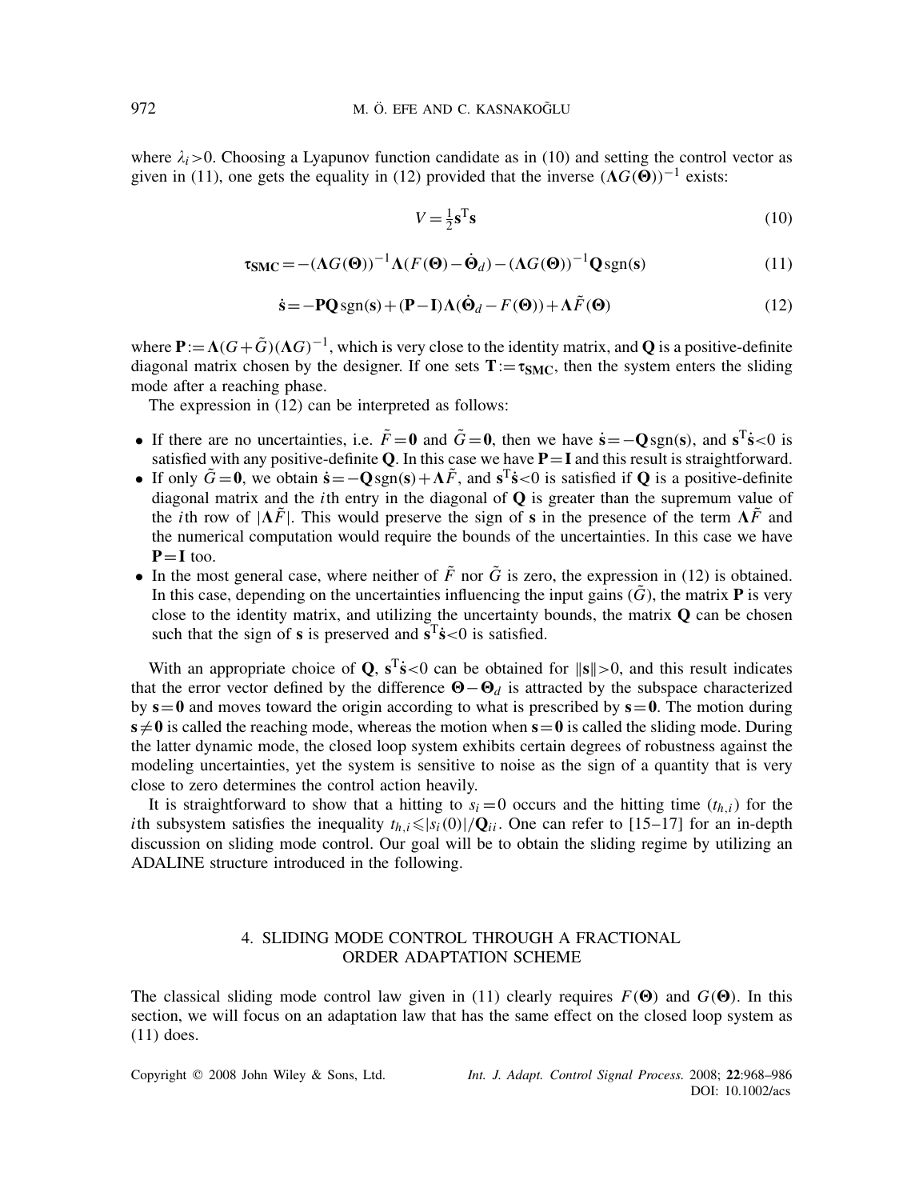where $\lambda_i > 0$. Choosing a Lyapunov function candidate as in (10) and setting the control vector as given in (11), one gets the equality in (12) provided that the inverse $(\mathbf{\Lambda} G(\mathbf{\Theta}))^{-1}$ exists:

$$V = \frac{1}{2}\mathbf{s}^{\mathrm{T}}\mathbf{s} \tag{10}$$

$$\boldsymbol{\tau}_{\mathbf{SMC}} = -(\mathbf{\Lambda} G(\mathbf{\Theta}))^{-1}\mathbf{\Lambda}(F(\mathbf{\Theta}) - \dot{\mathbf{\Theta}}_d) - (\mathbf{\Lambda} G(\mathbf{\Theta}))^{-1}\mathbf{Q}\,\mathrm{sgn}(\mathbf{s}) \tag{11}$$

$$\dot{\mathbf{s}} = -\mathbf{PQ}\,\mathrm{sgn}(\mathbf{s}) + (\mathbf{P} - \mathbf{I})\mathbf{\Lambda}(\dot{\mathbf{\Theta}}_d - F(\mathbf{\Theta})) + \mathbf{\Lambda}\tilde{F}(\mathbf{\Theta}) \tag{12}$$

where $\mathbf{P} := \mathbf{\Lambda}(G + \tilde{G})(\mathbf{\Lambda} G)^{-1}$, which is very close to the identity matrix, and $\mathbf{Q}$ is a positive-definite diagonal matrix chosen by the designer. If one sets $\mathbf{T} := \boldsymbol{\tau}_{\mathbf{SMC}}$, then the system enters the sliding mode after a reaching phase.

The expression in (12) can be interpreted as follows:

- If there are no uncertainties, i.e. $\tilde{F} = \mathbf{0}$ and $\tilde{G} = \mathbf{0}$, then we have $\dot{\mathbf{s}} = -\mathbf{Q}\,\mathrm{sgn}(\mathbf{s})$, and $\mathbf{s}^{\mathrm{T}}\dot{\mathbf{s}} < 0$ is satisfied with any positive-definite $\mathbf{Q}$. In this case we have $\mathbf{P} = \mathbf{I}$ and this result is straightforward.
- If only $\tilde{G} = \mathbf{0}$, we obtain $\dot{\mathbf{s}} = -\mathbf{Q}\,\mathrm{sgn}(\mathbf{s}) + \mathbf{\Lambda}\tilde{F}$, and $\mathbf{s}^{\mathrm{T}}\dot{\mathbf{s}} < 0$ is satisfied if $\mathbf{Q}$ is a positive-definite diagonal matrix and the $i$th entry in the diagonal of $\mathbf{Q}$ is greater than the supremum value of the $i$th row of $|\mathbf{\Lambda}\tilde{F}|$. This would preserve the sign of $\mathbf{s}$ in the presence of the term $\mathbf{\Lambda}\tilde{F}$ and the numerical computation would require the bounds of the uncertainties. In this case we have $\mathbf{P} = \mathbf{I}$ too.
- In the most general case, where neither of $\tilde{F}$ nor $\tilde{G}$ is zero, the expression in (12) is obtained. In this case, depending on the uncertainties influencing the input gains ($\tilde{G}$), the matrix $\mathbf{P}$ is very close to the identity matrix, and utilizing the uncertainty bounds, the matrix $\mathbf{Q}$ can be chosen such that the sign of $\mathbf{s}$ is preserved and $\mathbf{s}^{\mathrm{T}}\dot{\mathbf{s}} < 0$ is satisfied.

With an appropriate choice of $\mathbf{Q}$, $\mathbf{s}^{\mathrm{T}}\dot{\mathbf{s}} < 0$ can be obtained for $\|\mathbf{s}\| > 0$, and this result indicates that the error vector defined by the difference $\mathbf{\Theta} - \mathbf{\Theta}_d$ is attracted by the subspace characterized by $\mathbf{s} = \mathbf{0}$ and moves toward the origin according to what is prescribed by $\mathbf{s} = \mathbf{0}$. The motion during $\mathbf{s} \neq \mathbf{0}$ is called the reaching mode, whereas the motion when $\mathbf{s} = \mathbf{0}$ is called the sliding mode. During the latter dynamic mode, the closed loop system exhibits certain degrees of robustness against the modeling uncertainties, yet the system is sensitive to noise as the sign of a quantity that is very close to zero determines the control action heavily.

It is straightforward to show that a hitting to $s_i = 0$ occurs and the hitting time ($t_{h,i}$) for the $i$th subsystem satisfies the inequality $t_{h,i} \leqslant |s_i(0)|/\mathbf{Q}_{ii}$. One can refer to [15–17] for an in-depth discussion on sliding mode control. Our goal will be to obtain the sliding regime by utilizing an ADALINE structure introduced in the following.

## 4. SLIDING MODE CONTROL THROUGH A FRACTIONAL ORDER ADAPTATION SCHEME

The classical sliding mode control law given in (11) clearly requires $F(\mathbf{\Theta})$ and $G(\mathbf{\Theta})$. In this section, we will focus on an adaptation law that has the same effect on the closed loop system as (11) does.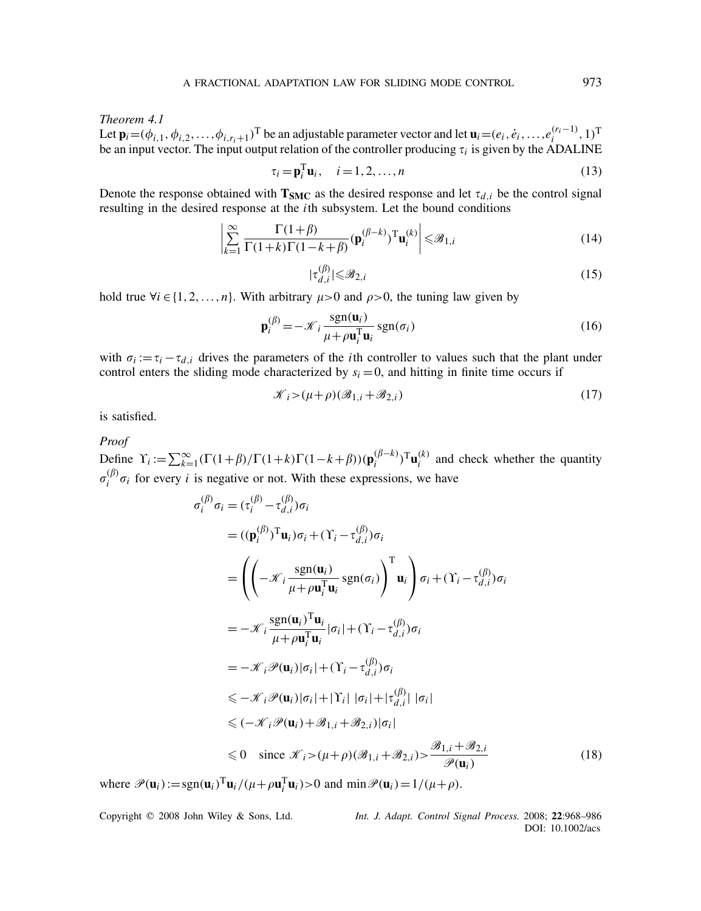*Theorem 4.1*

Let $\mathbf{p}_i = (\phi_{i,1}, \phi_{i,2}, \ldots, \phi_{i,r_i+1})^{\mathrm{T}}$ be an adjustable parameter vector and let $\mathbf{u}_i = (e_i, \dot{e}_i, \ldots, e_i^{(r_i-1)}, 1)^{\mathrm{T}}$ be an input vector. The input output relation of the controller producing $\tau_i$ is given by the ADALINE

$$\tau_i = \mathbf{p}_i^{\mathrm{T}} \mathbf{u}_i, \quad i = 1, 2, \ldots, n \tag{13}$$

Denote the response obtained with $\mathbf{T_{SMC}}$ as the desired response and let $\tau_{d,i}$ be the control signal resulting in the desired response at the $i$th subsystem. Let the bound conditions

$$\left| \sum_{k=1}^{\infty} \frac{\Gamma(1+\beta)}{\Gamma(1+k)\Gamma(1-k+\beta)} (\mathbf{p}_i^{(\beta-k)})^{\mathrm{T}} \mathbf{u}_i^{(k)} \right| \leqslant \mathscr{B}_{1,i} \tag{14}$$

$$|\tau_{d,i}^{(\beta)}| \leqslant \mathscr{B}_{2,i} \tag{15}$$

hold true $\forall i \in \{1, 2, \ldots, n\}$. With arbitrary $\mu > 0$ and $\rho > 0$, the tuning law given by

$$\mathbf{p}_i^{(\beta)} = -\mathscr{K}_i \frac{\mathrm{sgn}(\mathbf{u}_i)}{\mu + \rho \mathbf{u}_i^{\mathrm{T}} \mathbf{u}_i} \mathrm{sgn}(\sigma_i) \tag{16}$$

with $\sigma_i := \tau_i - \tau_{d,i}$ drives the parameters of the $i$th controller to values such that the plant under control enters the sliding mode characterized by $s_i = 0$, and hitting in finite time occurs if

$$\mathscr{K}_i > (\mu + \rho)(\mathscr{B}_{1,i} + \mathscr{B}_{2,i}) \tag{17}$$

is satisfied.

*Proof*

Define $\Upsilon_i := \sum_{k=1}^{\infty} (\Gamma(1+\beta)/\Gamma(1+k)\Gamma(1-k+\beta))(\mathbf{p}_i^{(\beta-k)})^{\mathrm{T}} \mathbf{u}_i^{(k)}$ and check whether the quantity $\sigma_i^{(\beta)} \sigma_i$ for every $i$ is negative or not. With these expressions, we have

$$\begin{aligned}
\sigma_i^{(\beta)} \sigma_i &= (\tau_i^{(\beta)} - \tau_{d,i}^{(\beta)}) \sigma_i \\
&= ((\mathbf{p}_i^{(\beta)})^{\mathrm{T}} \mathbf{u}_i) \sigma_i + (\Upsilon_i - \tau_{d,i}^{(\beta)}) \sigma_i \\
&= \left( \left( -\mathscr{K}_i \frac{\mathrm{sgn}(\mathbf{u}_i)}{\mu + \rho \mathbf{u}_i^{\mathrm{T}} \mathbf{u}_i} \mathrm{sgn}(\sigma_i) \right)^{\mathrm{T}} \mathbf{u}_i \right) \sigma_i + (\Upsilon_i - \tau_{d,i}^{(\beta)}) \sigma_i \\
&= -\mathscr{K}_i \frac{\mathrm{sgn}(\mathbf{u}_i)^{\mathrm{T}} \mathbf{u}_i}{\mu + \rho \mathbf{u}_i^{\mathrm{T}} \mathbf{u}_i} |\sigma_i| + (\Upsilon_i - \tau_{d,i}^{(\beta)}) \sigma_i \\
&= -\mathscr{K}_i \mathscr{P}(\mathbf{u}_i) |\sigma_i| + (\Upsilon_i - \tau_{d,i}^{(\beta)}) \sigma_i \\
&\leqslant -\mathscr{K}_i \mathscr{P}(\mathbf{u}_i) |\sigma_i| + |\Upsilon_i| \, |\sigma_i| + |\tau_{d,i}^{(\beta)}| \, |\sigma_i| \\
&\leqslant (-\mathscr{K}_i \mathscr{P}(\mathbf{u}_i) + \mathscr{B}_{1,i} + \mathscr{B}_{2,i}) |\sigma_i| \\
&\leqslant 0 \quad \text{since } \mathscr{K}_i > (\mu + \rho)(\mathscr{B}_{1,i} + \mathscr{B}_{2,i}) > \frac{\mathscr{B}_{1,i} + \mathscr{B}_{2,i}}{\mathscr{P}(\mathbf{u}_i)}
\end{aligned} \tag{18}$$

where $\mathscr{P}(\mathbf{u}_i) := \mathrm{sgn}(\mathbf{u}_i)^{\mathrm{T}} \mathbf{u}_i / (\mu + \rho \mathbf{u}_i^{\mathrm{T}} \mathbf{u}_i) > 0$ and $\min \mathscr{P}(\mathbf{u}_i) = 1/(\mu + \rho)$.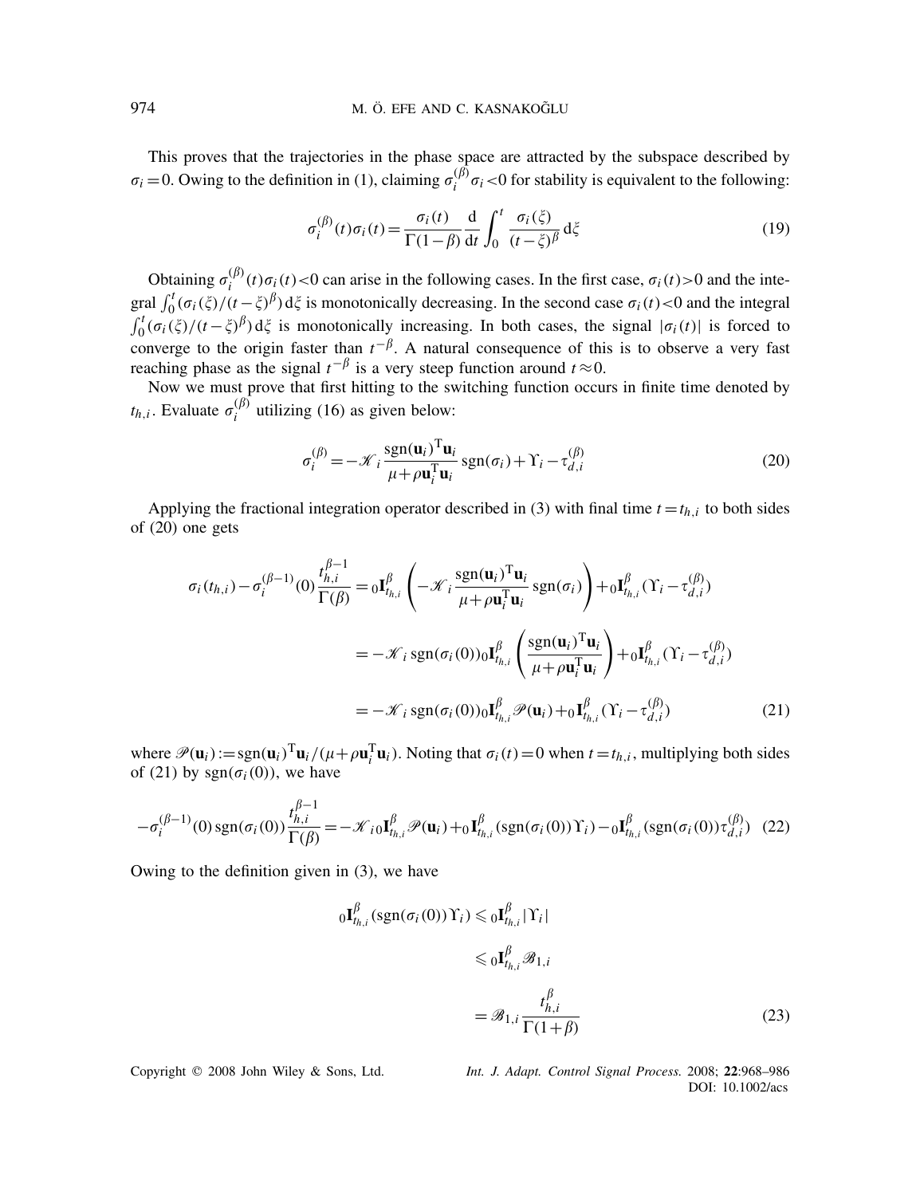This proves that the trajectories in the phase space are attracted by the subspace described by $\sigma_i = 0$. Owing to the definition in (1), claiming $\sigma_i^{(\beta)}\sigma_i < 0$ for stability is equivalent to the following:

$$\sigma_i^{(\beta)}(t)\sigma_i(t) = \frac{\sigma_i(t)}{\Gamma(1-\beta)} \frac{\mathrm{d}}{\mathrm{d}t} \int_0^t \frac{\sigma_i(\xi)}{(t-\xi)^\beta} \mathrm{d}\xi \tag{19}$$

Obtaining $\sigma_i^{(\beta)}(t)\sigma_i(t) < 0$ can arise in the following cases. In the first case, $\sigma_i(t) > 0$ and the integral $\int_0^t (\sigma_i(\xi)/(t-\xi)^\beta)\,\mathrm{d}\xi$ is monotonically decreasing. In the second case $\sigma_i(t) < 0$ and the integral $\int_0^t (\sigma_i(\xi)/(t-\xi)^\beta)\,\mathrm{d}\xi$ is monotonically increasing. In both cases, the signal $|\sigma_i(t)|$ is forced to converge to the origin faster than $t^{-\beta}$. A natural consequence of this is to observe a very fast reaching phase as the signal $t^{-\beta}$ is a very steep function around $t \approx 0$.

Now we must prove that first hitting to the switching function occurs in finite time denoted by $t_{h,i}$. Evaluate $\sigma_i^{(\beta)}$ utilizing (16) as given below:

$$\sigma_i^{(\beta)} = -\mathscr{K}_i \frac{\mathrm{sgn}(\mathbf{u}_i)^{\mathrm{T}}\mathbf{u}_i}{\mu + \rho \mathbf{u}_i^{\mathrm{T}}\mathbf{u}_i} \mathrm{sgn}(\sigma_i) + \Upsilon_i - \tau_{d,i}^{(\beta)} \tag{20}$$

Applying the fractional integration operator described in (3) with final time $t = t_{h,i}$ to both sides of (20) one gets

$$\begin{aligned}
\sigma_i(t_{h,i}) - \sigma_i^{(\beta-1)}(0)\frac{t_{h,i}^{\beta-1}}{\Gamma(\beta)} &= {}_0\mathbf{I}_{t_{h,i}}^{\beta}\left(-\mathscr{K}_i \frac{\mathrm{sgn}(\mathbf{u}_i)^{\mathrm{T}}\mathbf{u}_i}{\mu + \rho \mathbf{u}_i^{\mathrm{T}}\mathbf{u}_i}\mathrm{sgn}(\sigma_i)\right) + {}_0\mathbf{I}_{t_{h,i}}^{\beta}(\Upsilon_i - \tau_{d,i}^{(\beta)}) \\
&= -\mathscr{K}_i\,\mathrm{sgn}(\sigma_i(0))\,{}_0\mathbf{I}_{t_{h,i}}^{\beta}\left(\frac{\mathrm{sgn}(\mathbf{u}_i)^{\mathrm{T}}\mathbf{u}_i}{\mu + \rho \mathbf{u}_i^{\mathrm{T}}\mathbf{u}_i}\right) + {}_0\mathbf{I}_{t_{h,i}}^{\beta}(\Upsilon_i - \tau_{d,i}^{(\beta)}) \\
&= -\mathscr{K}_i\,\mathrm{sgn}(\sigma_i(0))\,{}_0\mathbf{I}_{t_{h,i}}^{\beta}\mathscr{P}(\mathbf{u}_i) + {}_0\mathbf{I}_{t_{h,i}}^{\beta}(\Upsilon_i - \tau_{d,i}^{(\beta)})
\end{aligned} \tag{21}$$

where $\mathscr{P}(\mathbf{u}_i) := \mathrm{sgn}(\mathbf{u}_i)^{\mathrm{T}}\mathbf{u}_i/(\mu + \rho \mathbf{u}_i^{\mathrm{T}}\mathbf{u}_i)$. Noting that $\sigma_i(t) = 0$ when $t = t_{h,i}$, multiplying both sides of (21) by $\mathrm{sgn}(\sigma_i(0))$, we have

$$-\sigma_i^{(\beta-1)}(0)\,\mathrm{sgn}(\sigma_i(0))\frac{t_{h,i}^{\beta-1}}{\Gamma(\beta)} = -\mathscr{K}_i\,{}_0\mathbf{I}_{t_{h,i}}^{\beta}\mathscr{P}(\mathbf{u}_i) + {}_0\mathbf{I}_{t_{h,i}}^{\beta}(\mathrm{sgn}(\sigma_i(0))\Upsilon_i) - {}_0\mathbf{I}_{t_{h,i}}^{\beta}(\mathrm{sgn}(\sigma_i(0))\tau_{d,i}^{(\beta)}) \tag{22}$$

Owing to the definition given in (3), we have

$$\begin{aligned}
{}_0\mathbf{I}_{t_{h,i}}^{\beta}(\mathrm{sgn}(\sigma_i(0))\Upsilon_i) &\leqslant {}_0\mathbf{I}_{t_{h,i}}^{\beta}|\Upsilon_i| \\
&\leqslant {}_0\mathbf{I}_{t_{h,i}}^{\beta}\mathscr{B}_{1,i} \\
&= \mathscr{B}_{1,i}\frac{t_{h,i}^{\beta}}{\Gamma(1+\beta)}
\end{aligned} \tag{23}$$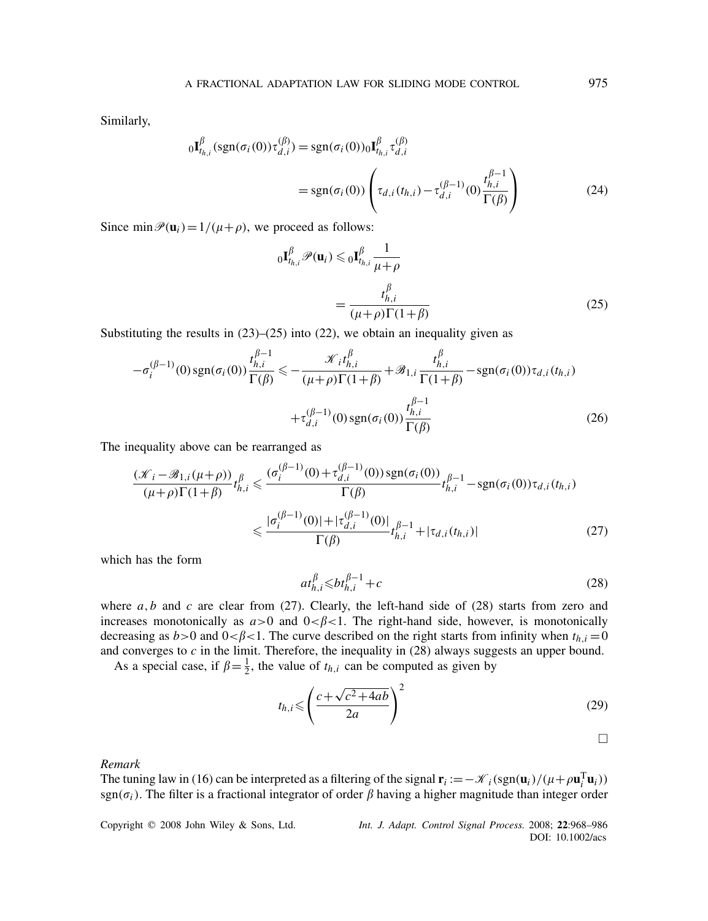Similarly,

$$
{}_0\mathbf{I}^{\beta}_{t_{h,i}}(\mathrm{sgn}(\sigma_i(0))\tau^{(\beta)}_{d,i}) = \mathrm{sgn}(\sigma_i(0))\,{}_0\mathbf{I}^{\beta}_{t_{h,i}}\tau^{(\beta)}_{d,i}
$$

$$
= \mathrm{sgn}(\sigma_i(0))\left(\tau_{d,i}(t_{h,i}) - \tau^{(\beta-1)}_{d,i}(0)\frac{t_{h,i}^{\beta-1}}{\Gamma(\beta)}\right) \tag{24}
$$

Since $\min \mathscr{P}(\mathbf{u}_i) = 1/(\mu+\rho)$, we proceed as follows:

$$
{}_0\mathbf{I}^{\beta}_{t_{h,i}}\mathscr{P}(\mathbf{u}_i) \leqslant {}_0\mathbf{I}^{\beta}_{t_{h,i}}\frac{1}{\mu+\rho}
$$

$$
= \frac{t_{h,i}^{\beta}}{(\mu+\rho)\Gamma(1+\beta)} \tag{25}
$$

Substituting the results in (23)–(25) into (22), we obtain an inequality given as

$$
-\sigma_i^{(\beta-1)}(0)\,\mathrm{sgn}(\sigma_i(0))\frac{t_{h,i}^{\beta-1}}{\Gamma(\beta)} \leqslant -\frac{\mathscr{K}_i t_{h,i}^{\beta}}{(\mu+\rho)\Gamma(1+\beta)} + \mathscr{B}_{1,i}\frac{t_{h,i}^{\beta}}{\Gamma(1+\beta)} - \mathrm{sgn}(\sigma_i(0))\tau_{d,i}(t_{h,i})
$$

$$
+\tau^{(\beta-1)}_{d,i}(0)\,\mathrm{sgn}(\sigma_i(0))\frac{t_{h,i}^{\beta-1}}{\Gamma(\beta)} \tag{26}
$$

The inequality above can be rearranged as

$$
\frac{(\mathscr{K}_i - \mathscr{B}_{1,i}(\mu+\rho))}{(\mu+\rho)\Gamma(1+\beta)}t_{h,i}^{\beta} \leqslant \frac{(\sigma_i^{(\beta-1)}(0)+\tau^{(\beta-1)}_{d,i}(0))\,\mathrm{sgn}(\sigma_i(0))}{\Gamma(\beta)}t_{h,i}^{\beta-1} - \mathrm{sgn}(\sigma_i(0))\tau_{d,i}(t_{h,i})
$$

$$
\leqslant \frac{|\sigma_i^{(\beta-1)}(0)|+|\tau^{(\beta-1)}_{d,i}(0)|}{\Gamma(\beta)}t_{h,i}^{\beta-1} + |\tau_{d,i}(t_{h,i})| \tag{27}
$$

which has the form

$$
a t_{h,i}^{\beta} \leqslant b t_{h,i}^{\beta-1} + c \tag{28}
$$

where $a, b$ and $c$ are clear from (27). Clearly, the left-hand side of (28) starts from zero and increases monotonically as $a>0$ and $0<\beta<1$. The right-hand side, however, is monotonically decreasing as $b>0$ and $0<\beta<1$. The curve described on the right starts from infinity when $t_{h,i}=0$ and converges to $c$ in the limit. Therefore, the inequality in (28) always suggests an upper bound.

As a special case, if $\beta=\frac{1}{2}$, the value of $t_{h,i}$ can be computed as given by

$$
t_{h,i} \leqslant \left(\frac{c+\sqrt{c^2+4ab}}{2a}\right)^2 \tag{29}
$$

□

*Remark*

The tuning law in (16) can be interpreted as a filtering of the signal $\mathbf{r}_i := -\mathscr{K}_i(\mathrm{sgn}(\mathbf{u}_i)/(\mu+\rho\mathbf{u}_i^{\mathrm{T}}\mathbf{u}_i))$ $\mathrm{sgn}(\sigma_i)$. The filter is a fractional integrator of order $\beta$ having a higher magnitude than integer order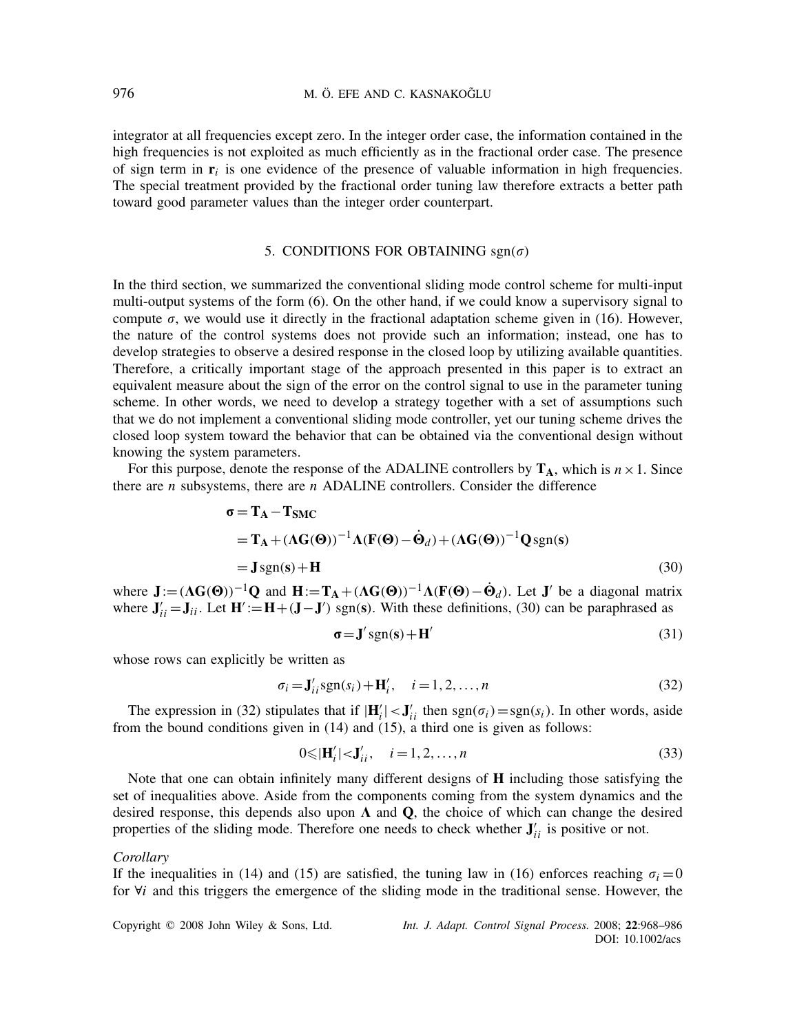integrator at all frequencies except zero. In the integer order case, the information contained in the high frequencies is not exploited as much efficiently as in the fractional order case. The presence of sign term in $\mathbf{r}_i$ is one evidence of the presence of valuable information in high frequencies. The special treatment provided by the fractional order tuning law therefore extracts a better path toward good parameter values than the integer order counterpart.

## 5. CONDITIONS FOR OBTAINING $\text{sgn}(\sigma)$

In the third section, we summarized the conventional sliding mode control scheme for multi-input multi-output systems of the form (6). On the other hand, if we could know a supervisory signal to compute $\sigma$, we would use it directly in the fractional adaptation scheme given in (16). However, the nature of the control systems does not provide such an information; instead, one has to develop strategies to observe a desired response in the closed loop by utilizing available quantities. Therefore, a critically important stage of the approach presented in this paper is to extract an equivalent measure about the sign of the error on the control signal to use in the parameter tuning scheme. In other words, we need to develop a strategy together with a set of assumptions such that we do not implement a conventional sliding mode controller, yet our tuning scheme drives the closed loop system toward the behavior that can be obtained via the conventional design without knowing the system parameters.

For this purpose, denote the response of the ADALINE controllers by $\mathbf{T_A}$, which is $n\times 1$. Since there are $n$ subsystems, there are $n$ ADALINE controllers. Consider the difference

$$
\begin{aligned}
\boldsymbol{\sigma} &= \mathbf{T_A}-\mathbf{T_{SMC}}\\
&= \mathbf{T_A}+(\boldsymbol{\Lambda}\mathbf{G}(\boldsymbol{\Theta}))^{-1}\boldsymbol{\Lambda}(\mathbf{F}(\boldsymbol{\Theta})-\dot{\boldsymbol{\Theta}}_d)+(\boldsymbol{\Lambda}\mathbf{G}(\boldsymbol{\Theta}))^{-1}\mathbf{Q}\,\text{sgn}(\mathbf{s})\\
&= \mathbf{J}\,\text{sgn}(\mathbf{s})+\mathbf{H}
\end{aligned}
\tag{30}
$$

where $\mathbf{J}:=(\boldsymbol{\Lambda}\mathbf{G}(\boldsymbol{\Theta}))^{-1}\mathbf{Q}$ and $\mathbf{H}:=\mathbf{T_A}+(\boldsymbol{\Lambda}\mathbf{G}(\boldsymbol{\Theta}))^{-1}\boldsymbol{\Lambda}(\mathbf{F}(\boldsymbol{\Theta})-\dot{\boldsymbol{\Theta}}_d)$. Let $\mathbf{J}'$ be a diagonal matrix where $\mathbf{J}'_{ii}=\mathbf{J}_{ii}$. Let $\mathbf{H}':=\mathbf{H}+(\mathbf{J}-\mathbf{J}')\,\text{sgn}(\mathbf{s})$. With these definitions, (30) can be paraphrased as

$$
\boldsymbol{\sigma}=\mathbf{J}'\,\text{sgn}(\mathbf{s})+\mathbf{H}' \tag{31}
$$

whose rows can explicitly be written as

$$
\sigma_i=\mathbf{J}'_{ii}\text{sgn}(s_i)+\mathbf{H}'_i,\quad i=1,2,\dots,n \tag{32}
$$

The expression in (32) stipulates that if $|\mathbf{H}'_i|<\mathbf{J}'_{ii}$ then $\text{sgn}(\sigma_i)=\text{sgn}(s_i)$. In other words, aside from the bound conditions given in (14) and (15), a third one is given as follows:

$$
0\leqslant|\mathbf{H}'_i|<\mathbf{J}'_{ii},\quad i=1,2,\dots,n \tag{33}
$$

Note that one can obtain infinitely many different designs of $\mathbf{H}$ including those satisfying the set of inequalities above. Aside from the components coming from the system dynamics and the desired response, this depends also upon $\boldsymbol{\Lambda}$ and $\mathbf{Q}$, the choice of which can change the desired properties of the sliding mode. Therefore one needs to check whether $\mathbf{J}'_{ii}$ is positive or not.

*Corollary*

If the inequalities in (14) and (15) are satisfied, the tuning law in (16) enforces reaching $\sigma_i=0$ for $\forall i$ and this triggers the emergence of the sliding mode in the traditional sense. However, the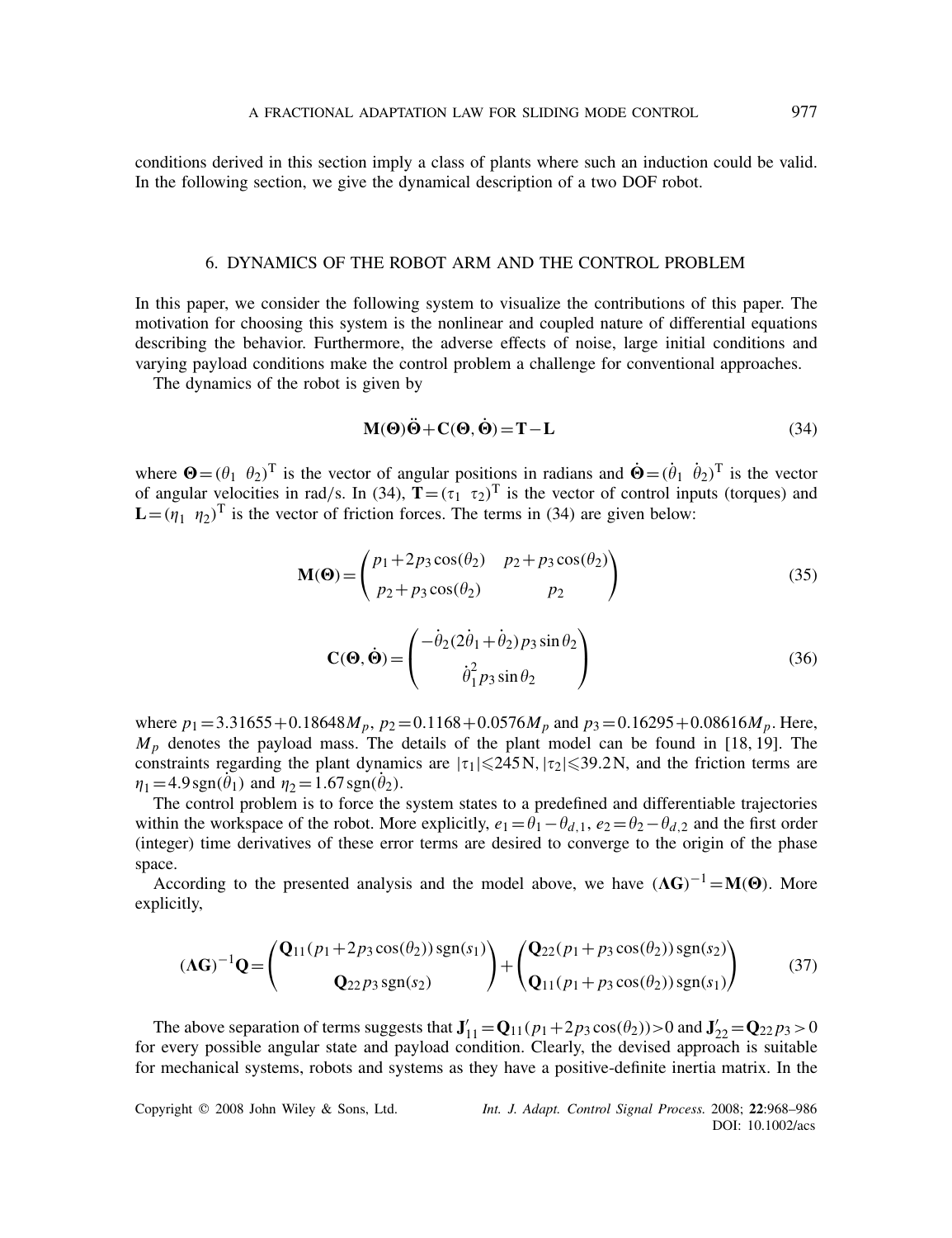conditions derived in this section imply a class of plants where such an induction could be valid. In the following section, we give the dynamical description of a two DOF robot.

## 6. DYNAMICS OF THE ROBOT ARM AND THE CONTROL PROBLEM

In this paper, we consider the following system to visualize the contributions of this paper. The motivation for choosing this system is the nonlinear and coupled nature of differential equations describing the behavior. Furthermore, the adverse effects of noise, large initial conditions and varying payload conditions make the control problem a challenge for conventional approaches.

The dynamics of the robot is given by

$$\mathbf{M}(\boldsymbol{\Theta})\ddot{\boldsymbol{\Theta}}+\mathbf{C}(\boldsymbol{\Theta},\dot{\boldsymbol{\Theta}})=\mathbf{T}-\mathbf{L} \tag{34}$$

where $\boldsymbol{\Theta}=(\theta_1 \;\; \theta_2)^{\mathrm{T}}$ is the vector of angular positions in radians and $\dot{\boldsymbol{\Theta}}=(\dot{\theta}_1 \;\; \dot{\theta}_2)^{\mathrm{T}}$ is the vector of angular velocities in rad/s. In (34), $\mathbf{T}=(\tau_1 \;\; \tau_2)^{\mathrm{T}}$ is the vector of control inputs (torques) and $\mathbf{L}=(\eta_1 \;\; \eta_2)^{\mathrm{T}}$ is the vector of friction forces. The terms in (34) are given below:

$$\mathbf{M}(\boldsymbol{\Theta})=\begin{pmatrix} p_1+2p_3\cos(\theta_2) & p_2+p_3\cos(\theta_2) \\ p_2+p_3\cos(\theta_2) & p_2 \end{pmatrix} \tag{35}$$

$$\mathbf{C}(\boldsymbol{\Theta},\dot{\boldsymbol{\Theta}})=\begin{pmatrix} -\dot{\theta}_2(2\dot{\theta}_1+\dot{\theta}_2)p_3\sin\theta_2 \\ \dot{\theta}_1^2 p_3\sin\theta_2 \end{pmatrix} \tag{36}$$

where $p_1=3.31655+0.18648M_p$, $p_2=0.1168+0.0576M_p$ and $p_3=0.16295+0.08616M_p$. Here, $M_p$ denotes the payload mass. The details of the plant model can be found in [18, 19]. The constraints regarding the plant dynamics are $|\tau_1|\leqslant 245\,\mathrm{N}$, $|\tau_2|\leqslant 39.2\,\mathrm{N}$, and the friction terms are $\eta_1=4.9\,\mathrm{sgn}(\dot{\theta}_1)$ and $\eta_2=1.67\,\mathrm{sgn}(\dot{\theta}_2)$.

The control problem is to force the system states to a predefined and differentiable trajectories within the workspace of the robot. More explicitly, $e_1=\theta_1-\theta_{d,1}$, $e_2=\theta_2-\theta_{d,2}$ and the first order (integer) time derivatives of these error terms are desired to converge to the origin of the phase space.

According to the presented analysis and the model above, we have $(\boldsymbol{\Lambda}\mathbf{G})^{-1}=\mathbf{M}(\boldsymbol{\Theta})$. More explicitly,

$$(\boldsymbol{\Lambda}\mathbf{G})^{-1}\mathbf{Q}=\begin{pmatrix} \mathbf{Q}_{11}(p_1+2p_3\cos(\theta_2))\,\mathrm{sgn}(s_1) \\ \mathbf{Q}_{22}\,p_3\,\mathrm{sgn}(s_2) \end{pmatrix}+\begin{pmatrix} \mathbf{Q}_{22}(p_1+p_3\cos(\theta_2))\,\mathrm{sgn}(s_2) \\ \mathbf{Q}_{11}(p_1+p_3\cos(\theta_2))\,\mathrm{sgn}(s_1) \end{pmatrix} \tag{37}$$

The above separation of terms suggests that $\mathbf{J}'_{11}=\mathbf{Q}_{11}(p_1+2p_3\cos(\theta_2))>0$ and $\mathbf{J}'_{22}=\mathbf{Q}_{22}p_3>0$ for every possible angular state and payload condition. Clearly, the devised approach is suitable for mechanical systems, robots and systems as they have a positive-definite inertia matrix. In the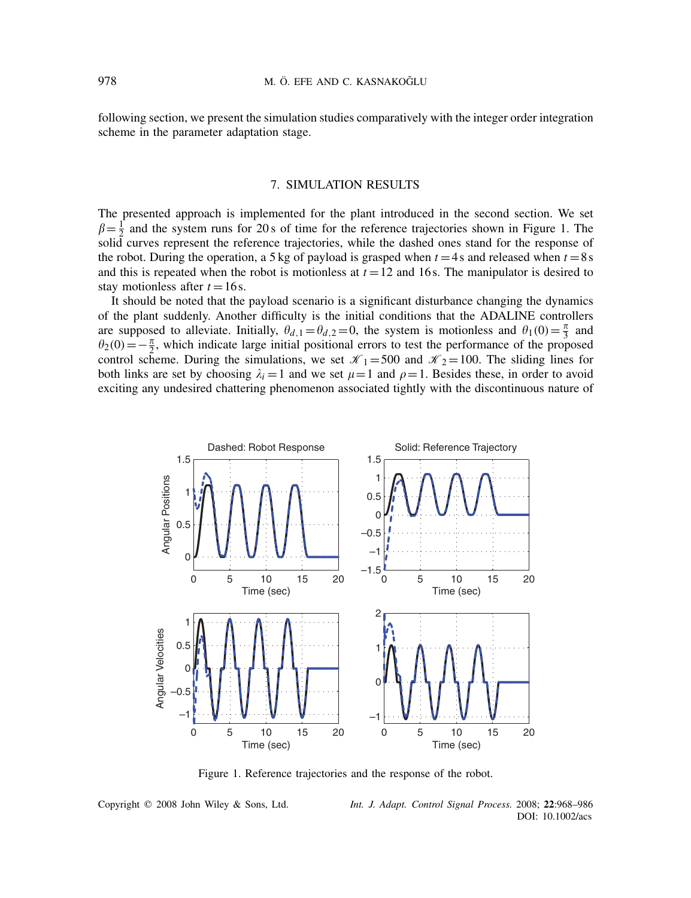following section, we present the simulation studies comparatively with the integer order integration scheme in the parameter adaptation stage.

## 7. SIMULATION RESULTS

The presented approach is implemented for the plant introduced in the second section. We set $\beta=\frac{1}{2}$ and the system runs for 20 s of time for the reference trajectories shown in Figure 1. The solid curves represent the reference trajectories, while the dashed ones stand for the response of the robot. During the operation, a 5 kg of payload is grasped when $t=4$ s and released when $t=8$ s and this is repeated when the robot is motionless at $t=12$ and 16 s. The manipulator is desired to stay motionless after $t=16$ s.

It should be noted that the payload scenario is a significant disturbance changing the dynamics of the plant suddenly. Another difficulty is the initial conditions that the ADALINE controllers are supposed to alleviate. Initially, $\theta_{d,1}=\theta_{d,2}=0$, the system is motionless and $\theta_1(0)=\frac{\pi}{3}$ and $\theta_2(0)=-\frac{\pi}{2}$, which indicate large initial positional errors to test the performance of the proposed control scheme. During the simulations, we set $\mathscr{K}_1=500$ and $\mathscr{K}_2=100$. The sliding lines for both links are set by choosing $\lambda_i=1$ and we set $\mu=1$ and $\rho=1$. Besides these, in order to avoid exciting any undesired chattering phenomenon associated tightly with the discontinuous nature of

Figure 1. Reference trajectories and the response of the robot.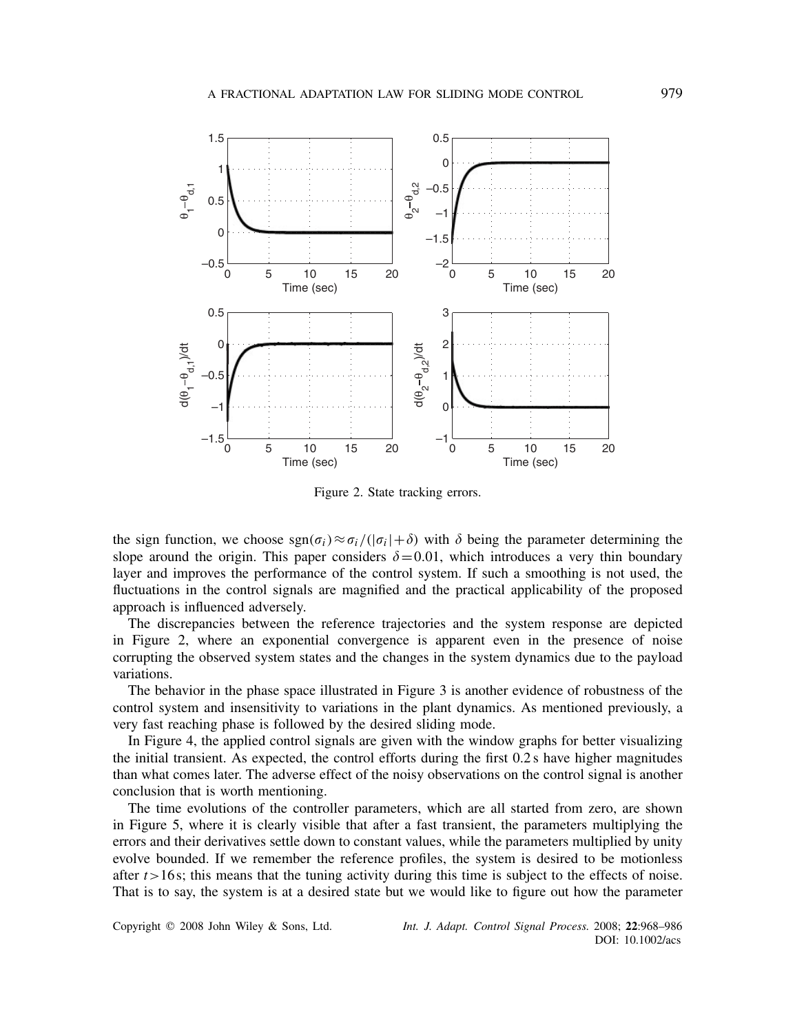Figure 2. State tracking errors.

the sign function, we choose $\text{sgn}(\sigma_i) \approx \sigma_i/(|\sigma_i|+\delta)$ with $\delta$ being the parameter determining the slope around the origin. This paper considers $\delta = 0.01$, which introduces a very thin boundary layer and improves the performance of the control system. If such a smoothing is not used, the fluctuations in the control signals are magnified and the practical applicability of the proposed approach is influenced adversely.

The discrepancies between the reference trajectories and the system response are depicted in Figure 2, where an exponential convergence is apparent even in the presence of noise corrupting the observed system states and the changes in the system dynamics due to the payload variations.

The behavior in the phase space illustrated in Figure 3 is another evidence of robustness of the control system and insensitivity to variations in the plant dynamics. As mentioned previously, a very fast reaching phase is followed by the desired sliding mode.

In Figure 4, the applied control signals are given with the window graphs for better visualizing the initial transient. As expected, the control efforts during the first 0.2 s have higher magnitudes than what comes later. The adverse effect of the noisy observations on the control signal is another conclusion that is worth mentioning.

The time evolutions of the controller parameters, which are all started from zero, are shown in Figure 5, where it is clearly visible that after a fast transient, the parameters multiplying the errors and their derivatives settle down to constant values, while the parameters multiplied by unity evolve bounded. If we remember the reference profiles, the system is desired to be motionless after $t > 16$ s; this means that the tuning activity during this time is subject to the effects of noise. That is to say, the system is at a desired state but we would like to figure out how the parameter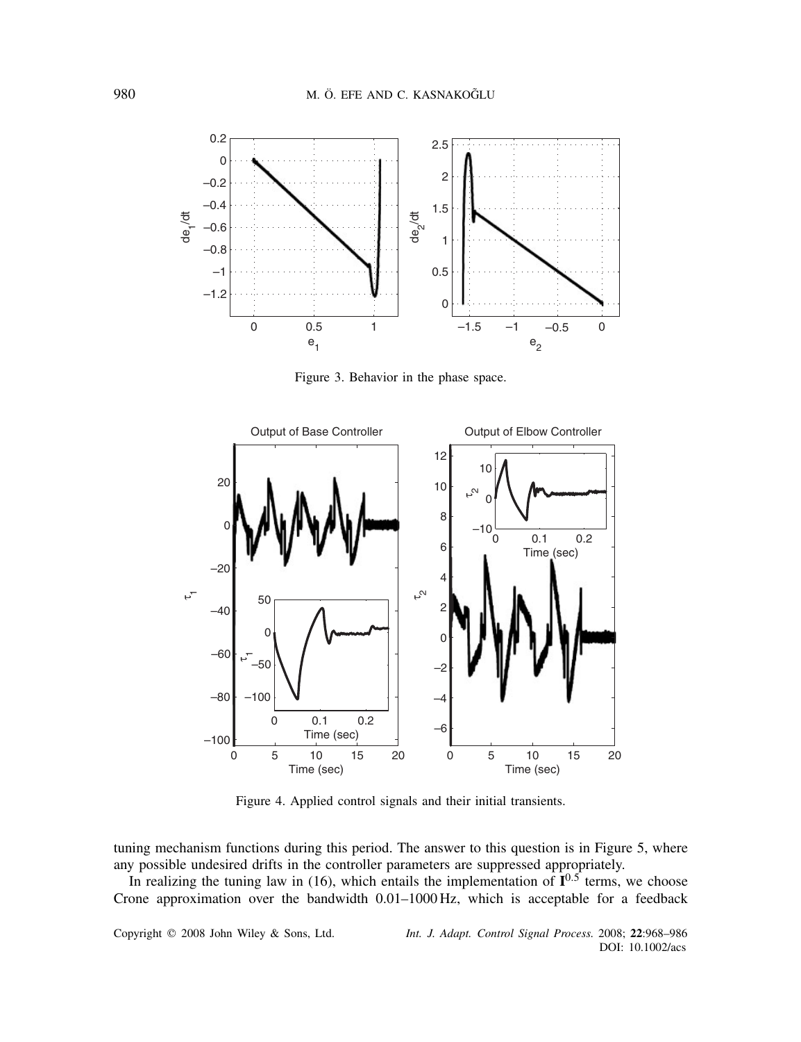Figure 3. Behavior in the phase space.

Figure 4. Applied control signals and their initial transients.

tuning mechanism functions during this period. The answer to this question is in Figure 5, where any possible undesired drifts in the controller parameters are suppressed appropriately.

In realizing the tuning law in (16), which entails the implementation of $\mathbf{I}^{0.5}$ terms, we choose Crone approximation over the bandwidth 0.01–1000 Hz, which is acceptable for a feedback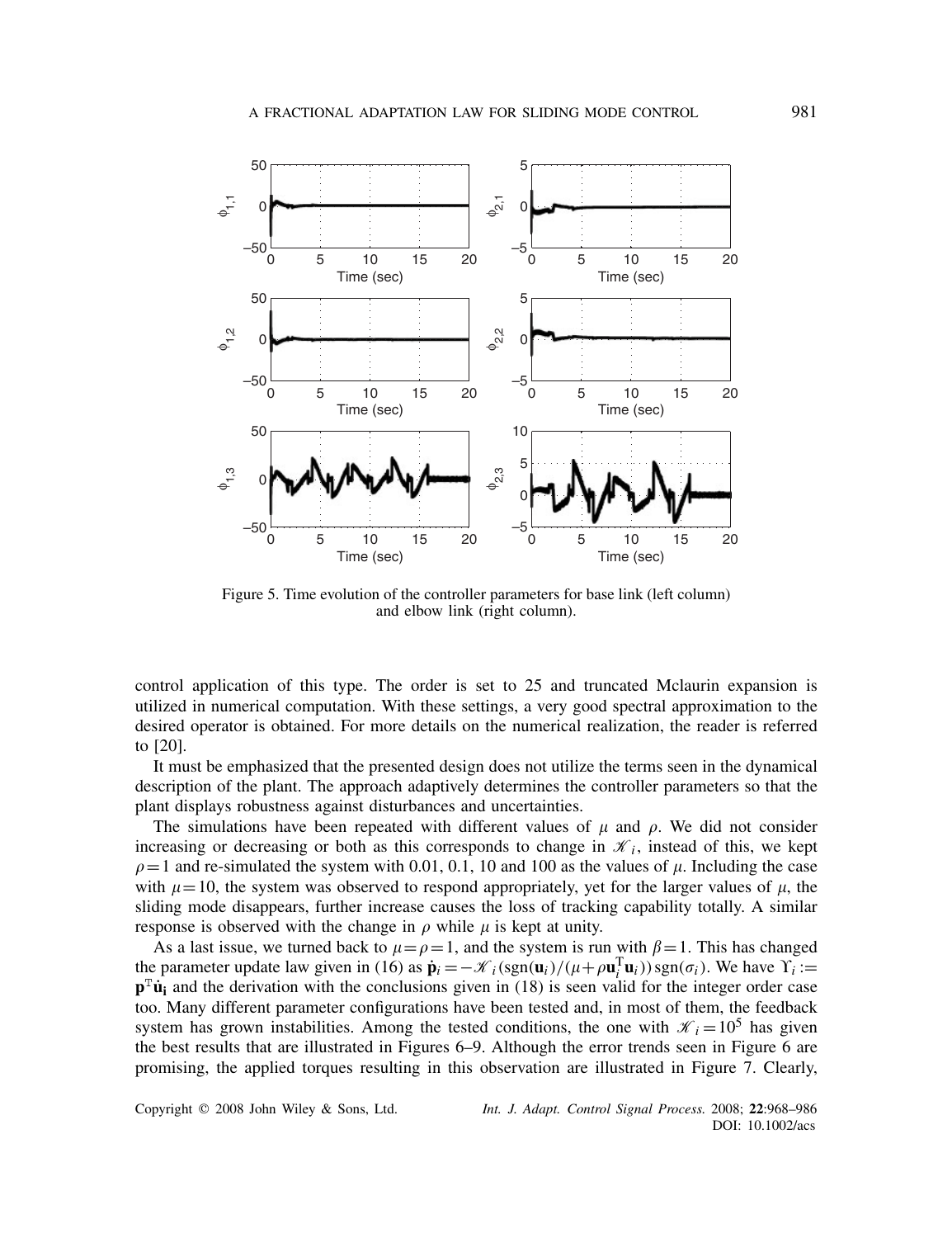Figure 5. Time evolution of the controller parameters for base link (left column) and elbow link (right column).

control application of this type. The order is set to 25 and truncated Mclaurin expansion is utilized in numerical computation. With these settings, a very good spectral approximation to the desired operator is obtained. For more details on the numerical realization, the reader is referred to [20].

It must be emphasized that the presented design does not utilize the terms seen in the dynamical description of the plant. The approach adaptively determines the controller parameters so that the plant displays robustness against disturbances and uncertainties.

The simulations have been repeated with different values of $\mu$ and $\rho$. We did not consider increasing or decreasing or both as this corresponds to change in $\mathscr{K}_i$, instead of this, we kept $\rho = 1$ and re-simulated the system with 0.01, 0.1, 10 and 100 as the values of $\mu$. Including the case with $\mu = 10$, the system was observed to respond appropriately, yet for the larger values of $\mu$, the sliding mode disappears, further increase causes the loss of tracking capability totally. A similar response is observed with the change in $\rho$ while $\mu$ is kept at unity.

As a last issue, we turned back to $\mu = \rho = 1$, and the system is run with $\beta = 1$. This has changed the parameter update law given in (16) as $\dot{\mathbf{p}}_i = -\mathscr{K}_i(\mathrm{sgn}(\mathbf{u}_i)/(\mu + \rho \mathbf{u}_i^{\mathrm{T}} \mathbf{u}_i))\,\mathrm{sgn}(\sigma_i)$. We have $\Upsilon_i := \mathbf{p}^{\mathrm{T}} \dot{\mathbf{u}}_\mathbf{i}$ and the derivation with the conclusions given in (18) is seen valid for the integer order case too. Many different parameter configurations have been tested and, in most of them, the feedback system has grown instabilities. Among the tested conditions, the one with $\mathscr{K}_i = 10^5$ has given the best results that are illustrated in Figures 6–9. Although the error trends seen in Figure 6 are promising, the applied torques resulting in this observation are illustrated in Figure 7. Clearly,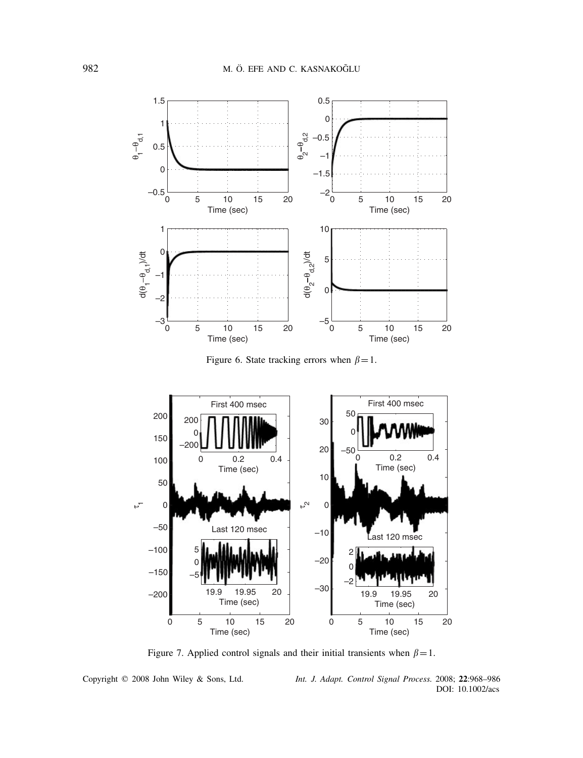Figure 6. State tracking errors when $\beta = 1$.

Figure 7. Applied control signals and their initial transients when $\beta = 1$.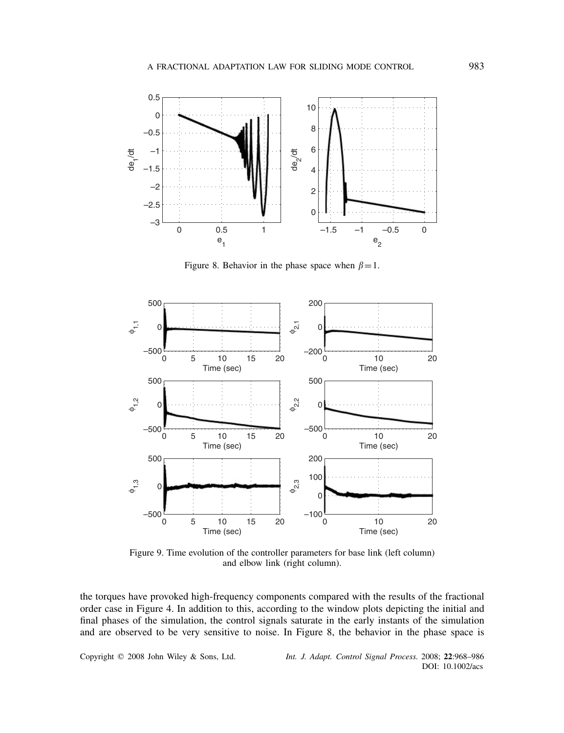Figure 8. Behavior in the phase space when $\beta = 1$.

Figure 9. Time evolution of the controller parameters for base link (left column) and elbow link (right column).

the torques have provoked high-frequency components compared with the results of the fractional order case in Figure 4. In addition to this, according to the window plots depicting the initial and final phases of the simulation, the control signals saturate in the early instants of the simulation and are observed to be very sensitive to noise. In Figure 8, the behavior in the phase space is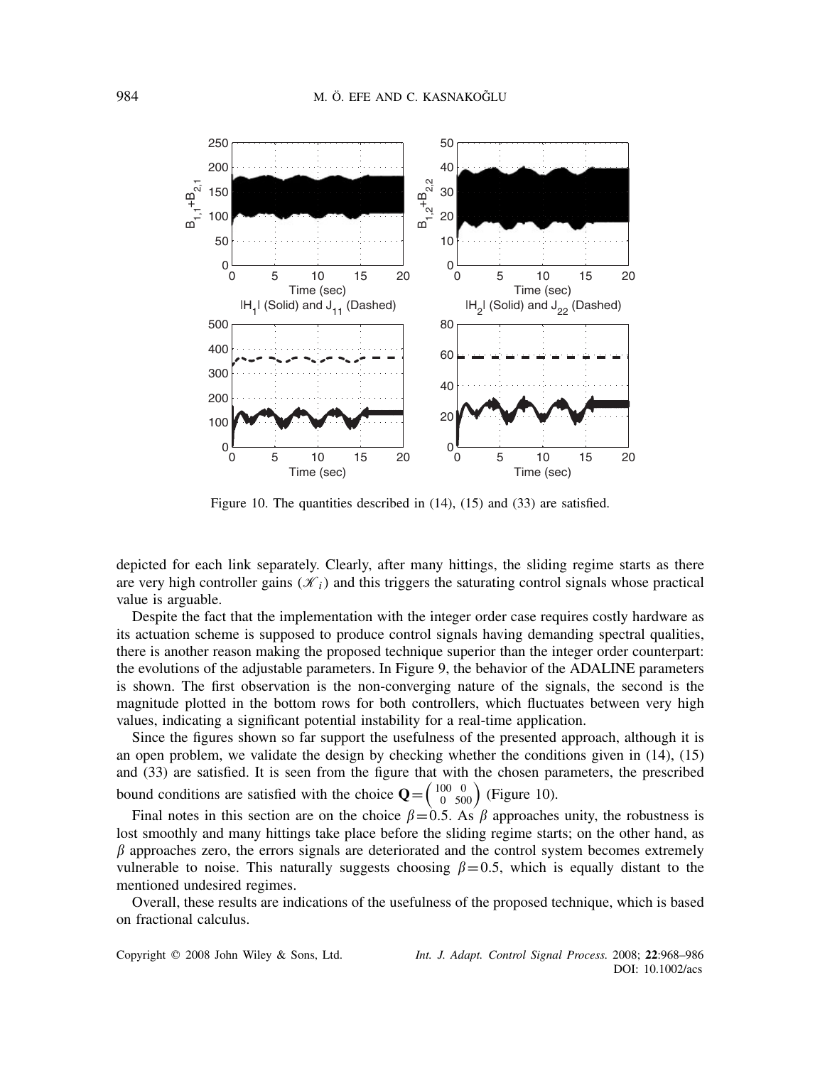Figure 10. The quantities described in (14), (15) and (33) are satisfied.

depicted for each link separately. Clearly, after many hittings, the sliding regime starts as there are very high controller gains ($\mathscr{K}_i$) and this triggers the saturating control signals whose practical value is arguable.

Despite the fact that the implementation with the integer order case requires costly hardware as its actuation scheme is supposed to produce control signals having demanding spectral qualities, there is another reason making the proposed technique superior than the integer order counterpart: the evolutions of the adjustable parameters. In Figure 9, the behavior of the ADALINE parameters is shown. The first observation is the non-converging nature of the signals, the second is the magnitude plotted in the bottom rows for both controllers, which fluctuates between very high values, indicating a significant potential instability for a real-time application.

Since the figures shown so far support the usefulness of the presented approach, although it is an open problem, we validate the design by checking whether the conditions given in (14), (15) and (33) are satisfied. It is seen from the figure that with the chosen parameters, the prescribed bound conditions are satisfied with the choice $\mathbf{Q}=\begin{pmatrix} 100 & 0 \\ 0 & 500 \end{pmatrix}$ (Figure 10).

Final notes in this section are on the choice $\beta=0.5$. As $\beta$ approaches unity, the robustness is lost smoothly and many hittings take place before the sliding regime starts; on the other hand, as $\beta$ approaches zero, the errors signals are deteriorated and the control system becomes extremely vulnerable to noise. This naturally suggests choosing $\beta=0.5$, which is equally distant to the mentioned undesired regimes.

Overall, these results are indications of the usefulness of the proposed technique, which is based on fractional calculus.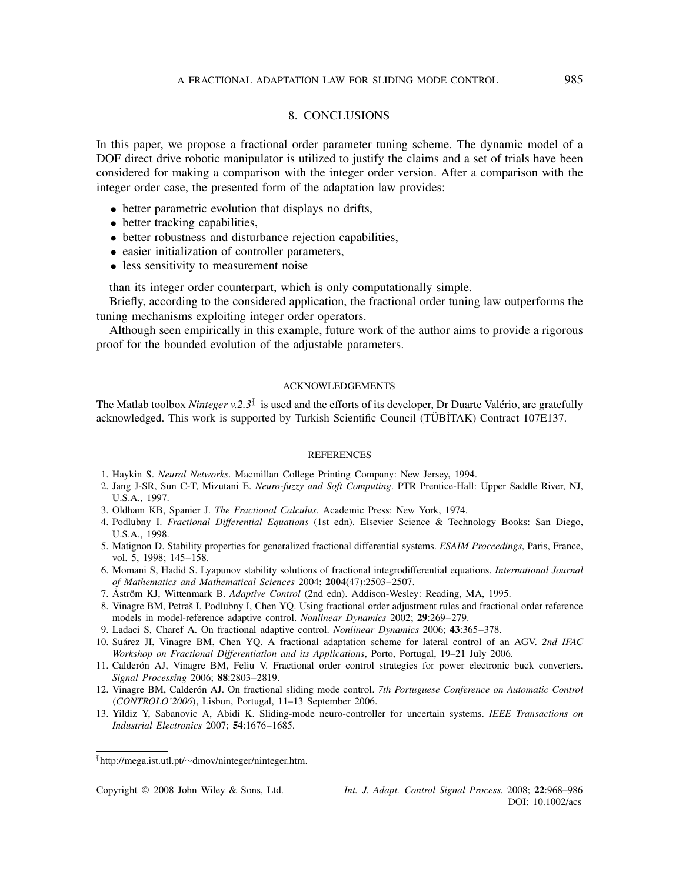## 8. CONCLUSIONS

In this paper, we propose a fractional order parameter tuning scheme. The dynamic model of a DOF direct drive robotic manipulator is utilized to justify the claims and a set of trials have been considered for making a comparison with the integer order version. After a comparison with the integer order case, the presented form of the adaptation law provides:

- better parametric evolution that displays no drifts,
- better tracking capabilities,
- better robustness and disturbance rejection capabilities,
- easier initialization of controller parameters,
- less sensitivity to measurement noise

than its integer order counterpart, which is only computationally simple.

Briefly, according to the considered application, the fractional order tuning law outperforms the tuning mechanisms exploiting integer order operators.

Although seen empirically in this example, future work of the author aims to provide a rigorous proof for the bounded evolution of the adjustable parameters.

### ACKNOWLEDGEMENTS

The Matlab toolbox *Ninteger v.2.3*[¶] is used and the efforts of its developer, Dr Duarte Valério, are gratefully acknowledged. This work is supported by Turkish Scientific Council (TÜBİTAK) Contract 107E137.

### REFERENCES

1. Haykin S. *Neural Networks*. Macmillan College Printing Company: New Jersey, 1994.
2. Jang J-SR, Sun C-T, Mizutani E. *Neuro-fuzzy and Soft Computing*. PTR Prentice-Hall: Upper Saddle River, NJ, U.S.A., 1997.
3. Oldham KB, Spanier J. *The Fractional Calculus*. Academic Press: New York, 1974.
4. Podlubny I. *Fractional Differential Equations* (1st edn). Elsevier Science & Technology Books: San Diego, U.S.A., 1998.
5. Matignon D. Stability properties for generalized fractional differential systems. *ESAIM Proceedings*, Paris, France, vol. 5, 1998; 145–158.
6. Momani S, Hadid S. Lyapunov stability solutions of fractional integrodifferential equations. *International Journal of Mathematics and Mathematical Sciences* 2004; **2004**(47):2503–2507.
7. Åström KJ, Wittenmark B. *Adaptive Control* (2nd edn). Addison-Wesley: Reading, MA, 1995.
8. Vinagre BM, Petraš I, Podlubny I, Chen YQ. Using fractional order adjustment rules and fractional order reference models in model-reference adaptive control. *Nonlinear Dynamics* 2002; **29**:269–279.
9. Ladaci S, Charef A. On fractional adaptive control. *Nonlinear Dynamics* 2006; **43**:365–378.
10. Suárez JI, Vinagre BM, Chen YQ. A fractional adaptation scheme for lateral control of an AGV. *2nd IFAC Workshop on Fractional Differentiation and its Applications*, Porto, Portugal, 19–21 July 2006.
11. Calderón AJ, Vinagre BM, Feliu V. Fractional order control strategies for power electronic buck converters. *Signal Processing* 2006; **88**:2803–2819.
12. Vinagre BM, Calderón AJ. On fractional sliding mode control. *7th Portuguese Conference on Automatic Control* (*CONTROLO'2006*), Lisbon, Portugal, 11–13 September 2006.
13. Yildiz Y, Sabanovic A, Abidi K. Sliding-mode neuro-controller for uncertain systems. *IEEE Transactions on Industrial Electronics* 2007; **54**:1676–1685.

[¶] http://mega.ist.utl.pt/~dmov/ninteger/ninteger.htm.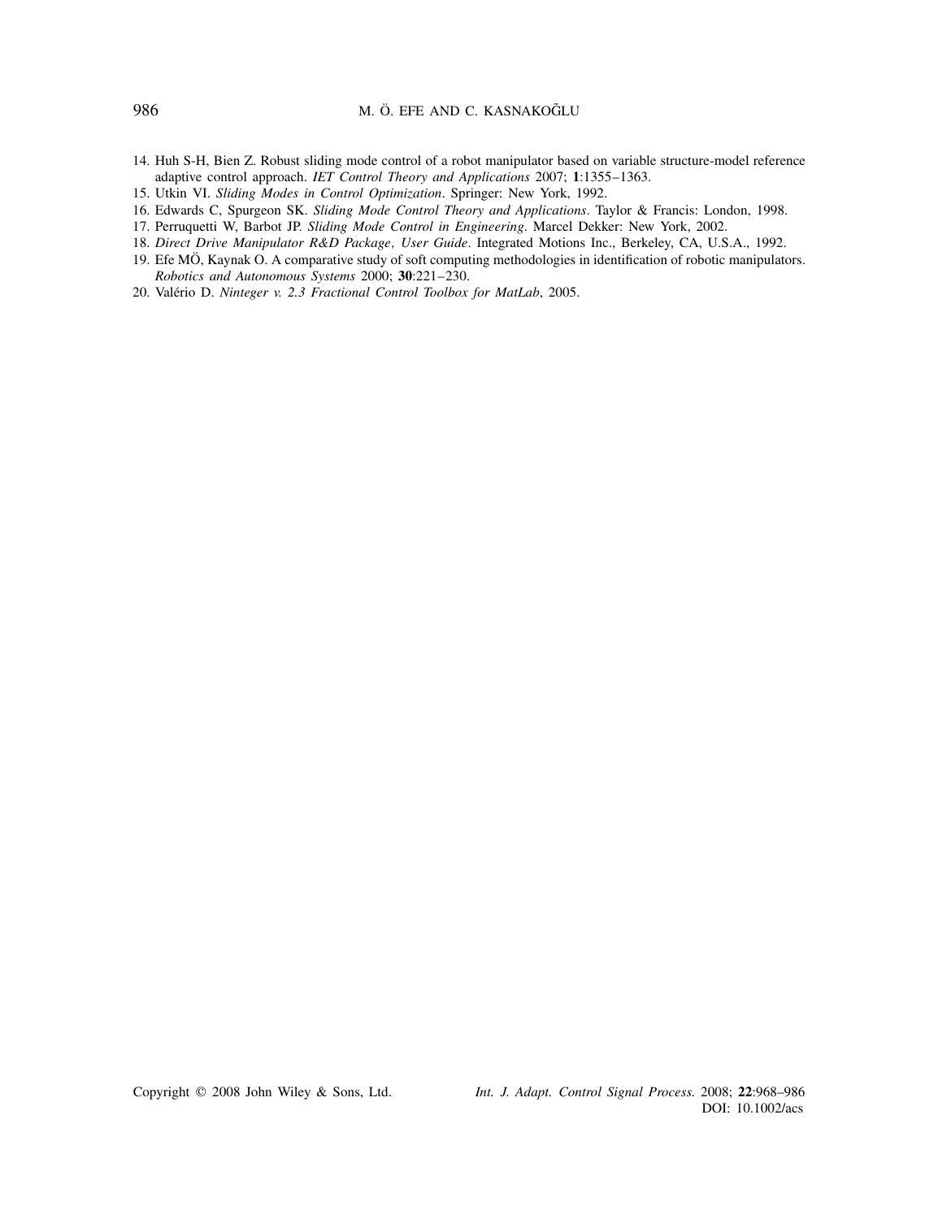14. Huh S-H, Bien Z. Robust sliding mode control of a robot manipulator based on variable structure-model reference adaptive control approach. *IET Control Theory and Applications* 2007; **1**:1355–1363.
15. Utkin VI. *Sliding Modes in Control Optimization*. Springer: New York, 1992.
16. Edwards C, Spurgeon SK. *Sliding Mode Control Theory and Applications*. Taylor & Francis: London, 1998.
17. Perruquetti W, Barbot JP. *Sliding Mode Control in Engineering*. Marcel Dekker: New York, 2002.
18. *Direct Drive Manipulator R&D Package, User Guide*. Integrated Motions Inc., Berkeley, CA, U.S.A., 1992.
19. Efe MÖ, Kaynak O. A comparative study of soft computing methodologies in identification of robotic manipulators. *Robotics and Autonomous Systems* 2000; **30**:221–230.
20. Valério D. *Ninteger v. 2.3 Fractional Control Toolbox for MatLab*, 2005.